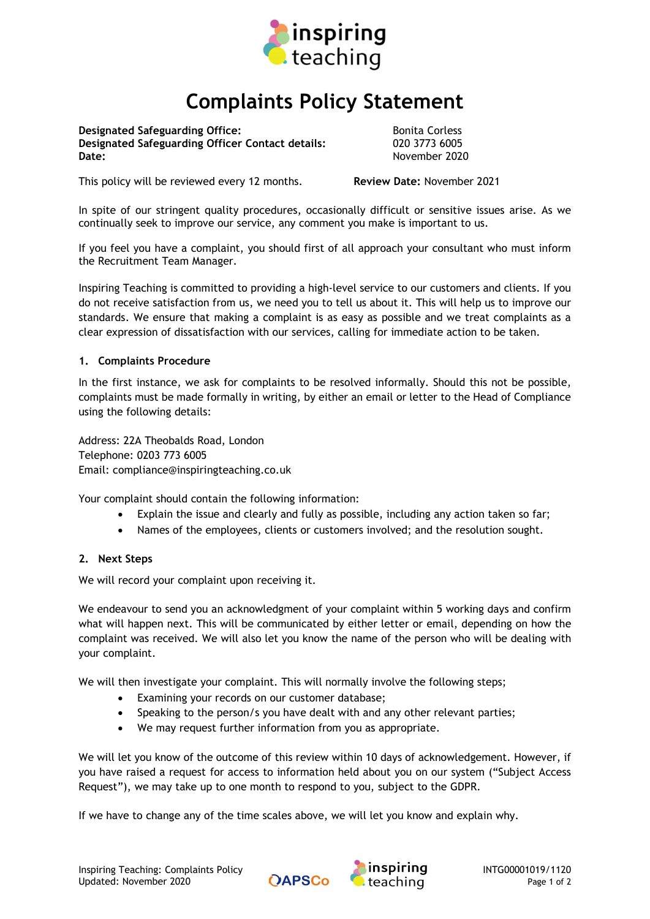# Complaints Policy Statement

| | |
|---|---|
| **Designated Safeguarding Office:** | Bonita Corless |
| **Designated Safeguarding Officer Contact details:** | 020 3773 6005 |
| **Date:** | November 2020 |

This policy will be reviewed every 12 months. **Review Date:** November 2021

In spite of our stringent quality procedures, occasionally difficult or sensitive issues arise. As we continually seek to improve our service, any comment you make is important to us.

If you feel you have a complaint, you should first of all approach your consultant who must inform the Recruitment Team Manager.

Inspiring Teaching is committed to providing a high-level service to our customers and clients. If you do not receive satisfaction from us, we need you to tell us about it. This will help us to improve our standards. We ensure that making a complaint is as easy as possible and we treat complaints as a clear expression of dissatisfaction with our services, calling for immediate action to be taken.

## 1. Complaints Procedure

In the first instance, we ask for complaints to be resolved informally. Should this not be possible, complaints must be made formally in writing, by either an email or letter to the Head of Compliance using the following details:

Address: 22A Theobalds Road, London
Telephone: 0203 773 6005
Email: compliance@inspiringteaching.co.uk

Your complaint should contain the following information:

- Explain the issue and clearly and fully as possible, including any action taken so far;
- Names of the employees, clients or customers involved; and the resolution sought.

## 2. Next Steps

We will record your complaint upon receiving it.

We endeavour to send you an acknowledgment of your complaint within 5 working days and confirm what will happen next. This will be communicated by either letter or email, depending on how the complaint was received. We will also let you know the name of the person who will be dealing with your complaint.

We will then investigate your complaint. This will normally involve the following steps;

- Examining your records on our customer database;
- Speaking to the person/s you have dealt with and any other relevant parties;
- We may request further information from you as appropriate.

We will let you know of the outcome of this review within 10 days of acknowledgement. However, if you have raised a request for access to information held about you on our system ("Subject Access Request"), we may take up to one month to respond to you, subject to the GDPR.

If we have to change any of the time scales above, we will let you know and explain why.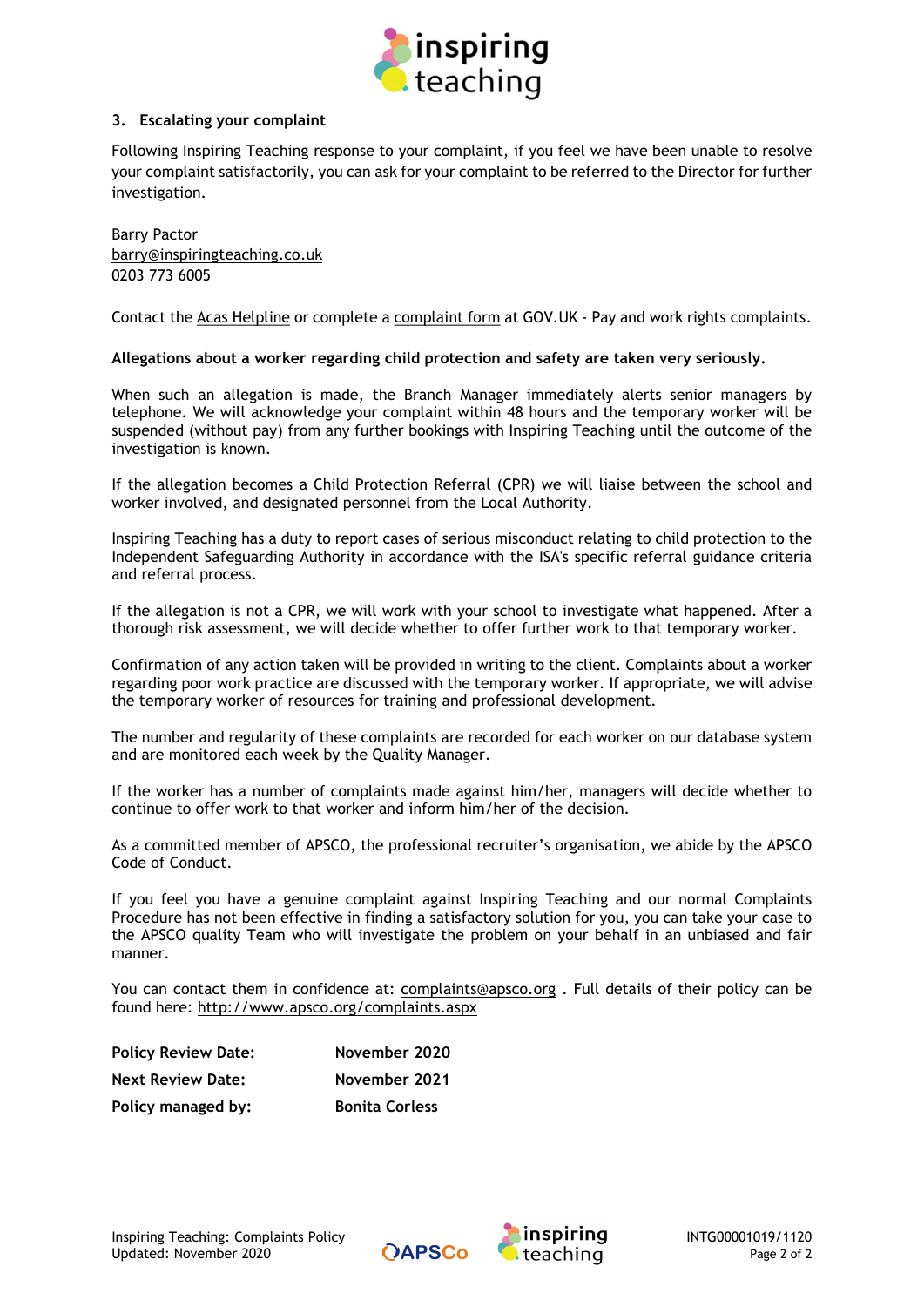### 3. Escalating your complaint

Following Inspiring Teaching response to your complaint, if you feel we have been unable to resolve your complaint satisfactorily, you can ask for your complaint to be referred to the Director for further investigation.

Barry Pactor
barry@inspiringteaching.co.uk
0203 773 6005

Contact the Acas Helpline or complete a complaint form at GOV.UK - Pay and work rights complaints.

**Allegations about a worker regarding child protection and safety are taken very seriously.**

When such an allegation is made, the Branch Manager immediately alerts senior managers by telephone. We will acknowledge your complaint within 48 hours and the temporary worker will be suspended (without pay) from any further bookings with Inspiring Teaching until the outcome of the investigation is known.

If the allegation becomes a Child Protection Referral (CPR) we will liaise between the school and worker involved, and designated personnel from the Local Authority.

Inspiring Teaching has a duty to report cases of serious misconduct relating to child protection to the Independent Safeguarding Authority in accordance with the ISA's specific referral guidance criteria and referral process.

If the allegation is not a CPR, we will work with your school to investigate what happened. After a thorough risk assessment, we will decide whether to offer further work to that temporary worker.

Confirmation of any action taken will be provided in writing to the client. Complaints about a worker regarding poor work practice are discussed with the temporary worker. If appropriate, we will advise the temporary worker of resources for training and professional development.

The number and regularity of these complaints are recorded for each worker on our database system and are monitored each week by the Quality Manager.

If the worker has a number of complaints made against him/her, managers will decide whether to continue to offer work to that worker and inform him/her of the decision.

As a committed member of APSCO, the professional recruiter's organisation, we abide by the APSCO Code of Conduct.

If you feel you have a genuine complaint against Inspiring Teaching and our normal Complaints Procedure has not been effective in finding a satisfactory solution for you, you can take your case to the APSCO quality Team who will investigate the problem on your behalf in an unbiased and fair manner.

You can contact them in confidence at: complaints@apsco.org . Full details of their policy can be found here: http://www.apsco.org/complaints.aspx

| | |
|---|---|
| **Policy Review Date:** | **November 2020** |
| **Next Review Date:** | **November 2021** |
| **Policy managed by:** | **Bonita Corless** |